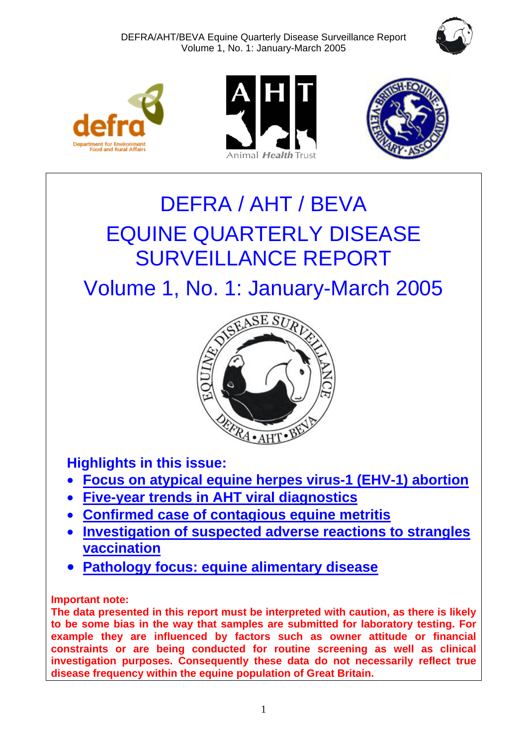# DEFRA / AHT / BEVA

# EQUINE QUARTERLY DISEASE SURVEILLANCE REPORT

## Volume 1, No. 1: January-March 2005

### Highlights in this issue:

- **Focus on atypical equine herpes virus-1 (EHV-1) abortion**
- **Five-year trends in AHT viral diagnostics**
- **Confirmed case of contagious equine metritis**
- **Investigation of suspected adverse reactions to strangles vaccination**
- **Pathology focus: equine alimentary disease**

**Important note:**
**The data presented in this report must be interpreted with caution, as there is likely to be some bias in the way that samples are submitted for laboratory testing. For example they are influenced by factors such as owner attitude or financial constraints or are being conducted for routine screening as well as clinical investigation purposes. Consequently these data do not necessarily reflect true disease frequency within the equine population of Great Britain.**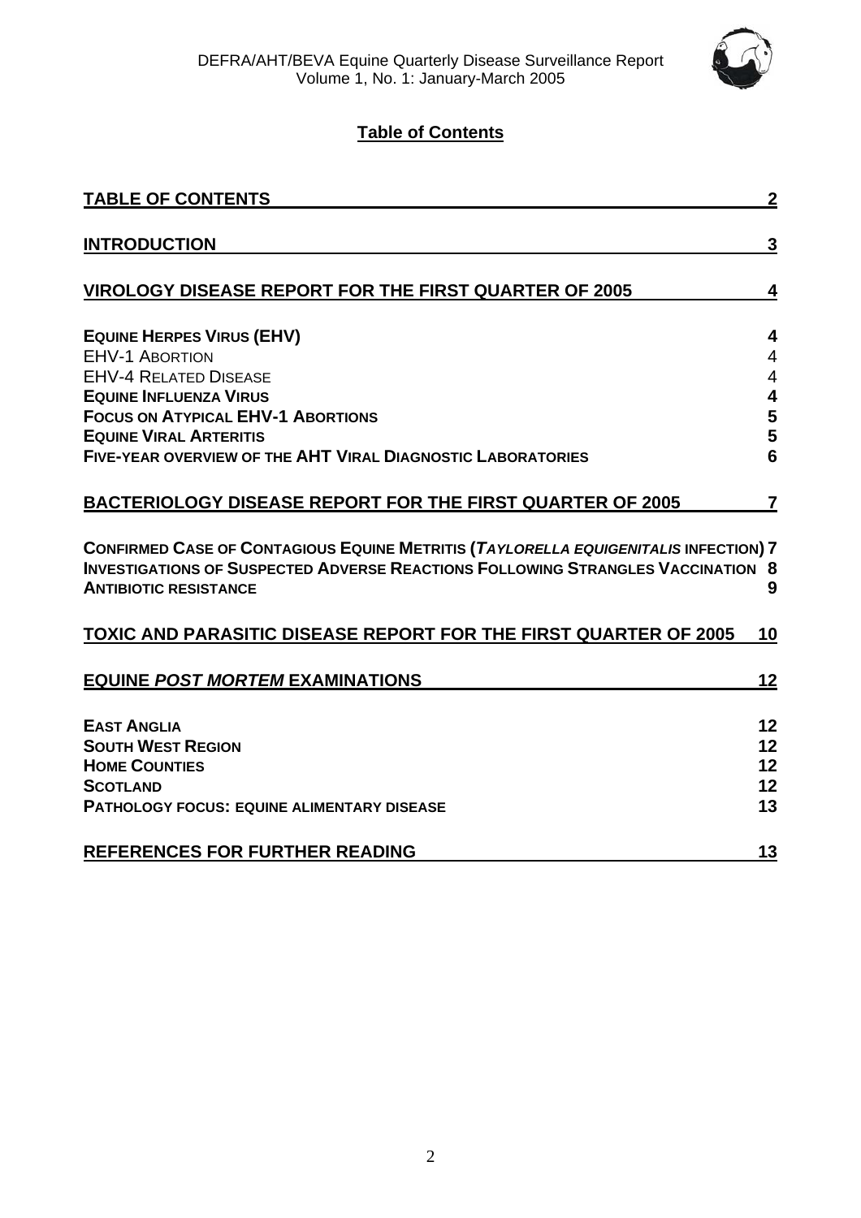# Table of Contents

| | |
|---|---|
| **TABLE OF CONTENTS** | 2 |
| **INTRODUCTION** | 3 |
| **VIROLOGY DISEASE REPORT FOR THE FIRST QUARTER OF 2005** | 4 |
| **EQUINE HERPES VIRUS (EHV)** | 4 |
| EHV-1 ABORTION | 4 |
| EHV-4 RELATED DISEASE | 4 |
| **EQUINE INFLUENZA VIRUS** | 4 |
| **FOCUS ON ATYPICAL EHV-1 ABORTIONS** | 5 |
| **EQUINE VIRAL ARTERITIS** | 5 |
| **FIVE-YEAR OVERVIEW OF THE AHT VIRAL DIAGNOSTIC LABORATORIES** | 6 |
| **BACTERIOLOGY DISEASE REPORT FOR THE FIRST QUARTER OF 2005** | 7 |
| **CONFIRMED CASE OF CONTAGIOUS EQUINE METRITIS (*TAYLORELLA EQUIGENITALIS* INFECTION)** | 7 |
| **INVESTIGATIONS OF SUSPECTED ADVERSE REACTIONS FOLLOWING STRANGLES VACCINATION** | 8 |
| **ANTIBIOTIC RESISTANCE** | 9 |
| **TOXIC AND PARASITIC DISEASE REPORT FOR THE FIRST QUARTER OF 2005** | 10 |
| **EQUINE *POST MORTEM* EXAMINATIONS** | 12 |
| **EAST ANGLIA** | 12 |
| **SOUTH WEST REGION** | 12 |
| **HOME COUNTIES** | 12 |
| **SCOTLAND** | 12 |
| **PATHOLOGY FOCUS: EQUINE ALIMENTARY DISEASE** | 13 |
| **REFERENCES FOR FURTHER READING** | 13 |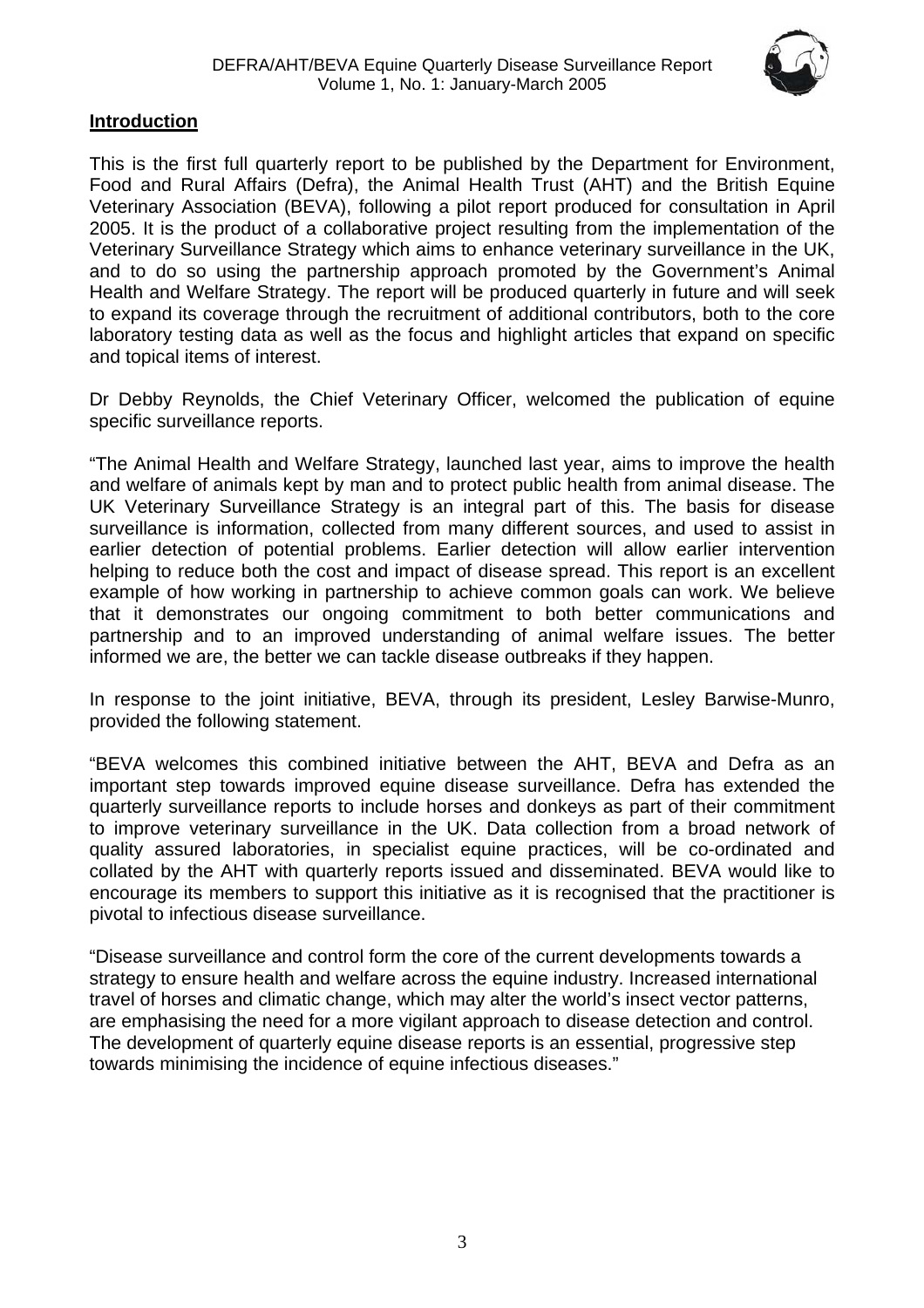## Introduction

This is the first full quarterly report to be published by the Department for Environment, Food and Rural Affairs (Defra), the Animal Health Trust (AHT) and the British Equine Veterinary Association (BEVA), following a pilot report produced for consultation in April 2005. It is the product of a collaborative project resulting from the implementation of the Veterinary Surveillance Strategy which aims to enhance veterinary surveillance in the UK, and to do so using the partnership approach promoted by the Government's Animal Health and Welfare Strategy. The report will be produced quarterly in future and will seek to expand its coverage through the recruitment of additional contributors, both to the core laboratory testing data as well as the focus and highlight articles that expand on specific and topical items of interest.

Dr Debby Reynolds, the Chief Veterinary Officer, welcomed the publication of equine specific surveillance reports.

"The Animal Health and Welfare Strategy, launched last year, aims to improve the health and welfare of animals kept by man and to protect public health from animal disease. The UK Veterinary Surveillance Strategy is an integral part of this. The basis for disease surveillance is information, collected from many different sources, and used to assist in earlier detection of potential problems. Earlier detection will allow earlier intervention helping to reduce both the cost and impact of disease spread. This report is an excellent example of how working in partnership to achieve common goals can work. We believe that it demonstrates our ongoing commitment to both better communications and partnership and to an improved understanding of animal welfare issues. The better informed we are, the better we can tackle disease outbreaks if they happen.

In response to the joint initiative, BEVA, through its president, Lesley Barwise-Munro, provided the following statement.

"BEVA welcomes this combined initiative between the AHT, BEVA and Defra as an important step towards improved equine disease surveillance. Defra has extended the quarterly surveillance reports to include horses and donkeys as part of their commitment to improve veterinary surveillance in the UK. Data collection from a broad network of quality assured laboratories, in specialist equine practices, will be co-ordinated and collated by the AHT with quarterly reports issued and disseminated. BEVA would like to encourage its members to support this initiative as it is recognised that the practitioner is pivotal to infectious disease surveillance.

"Disease surveillance and control form the core of the current developments towards a strategy to ensure health and welfare across the equine industry. Increased international travel of horses and climatic change, which may alter the world's insect vector patterns, are emphasising the need for a more vigilant approach to disease detection and control. The development of quarterly equine disease reports is an essential, progressive step towards minimising the incidence of equine infectious diseases."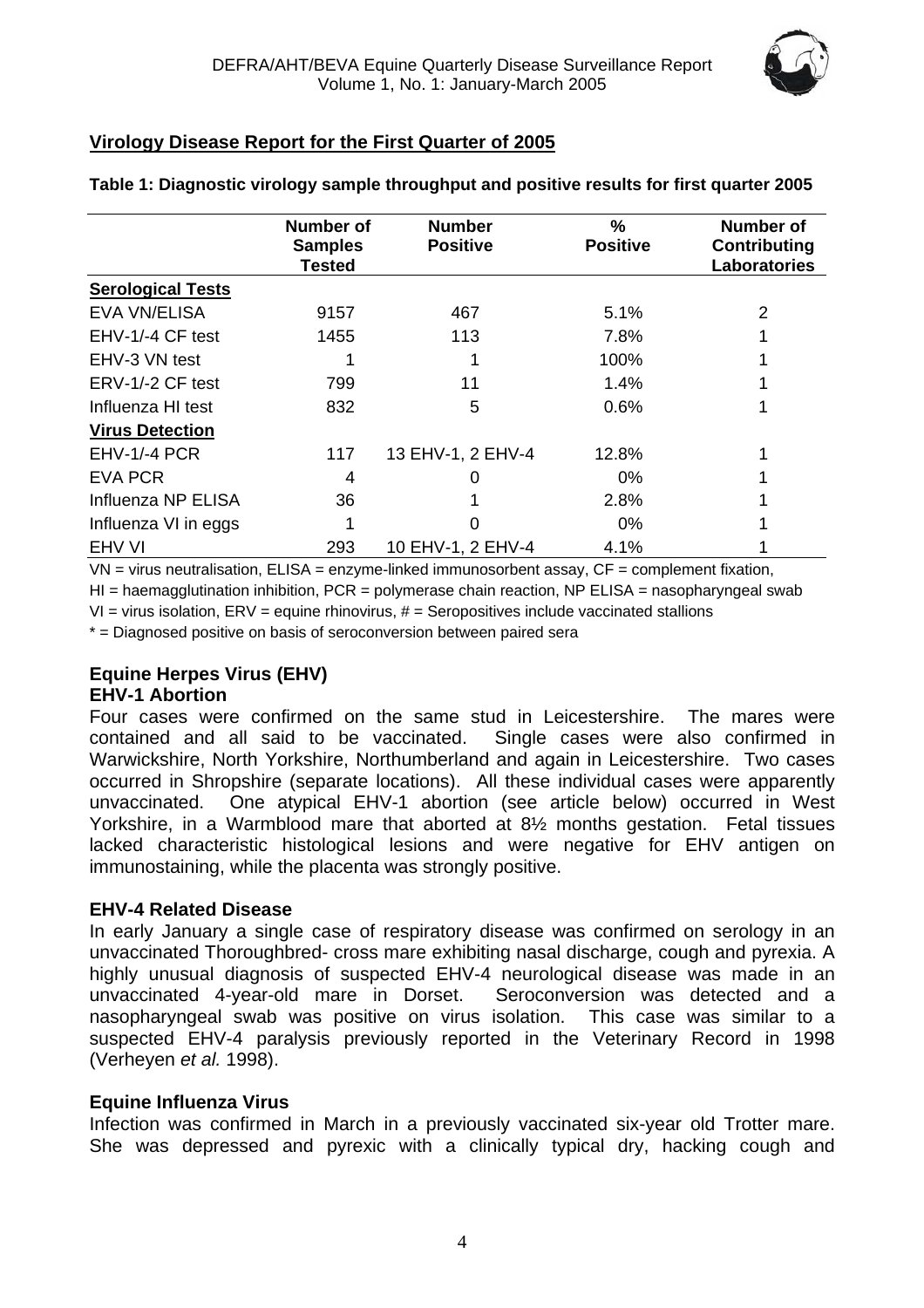## Virology Disease Report for the First Quarter of 2005

**Table 1: Diagnostic virology sample throughput and positive results for first quarter 2005**

| | Number of Samples Tested | Number Positive | % Positive | Number of Contributing Laboratories |
|---|---|---|---|---|
| **Serological Tests** | | | | |
| EVA VN/ELISA | 9157 | 467 | 5.1% | 2 |
| EHV-1/-4 CF test | 1455 | 113 | 7.8% | 1 |
| EHV-3 VN test | 1 | 1 | 100% | 1 |
| ERV-1/-2 CF test | 799 | 11 | 1.4% | 1 |
| Influenza HI test | 832 | 5 | 0.6% | 1 |
| **Virus Detection** | | | | |
| EHV-1/-4 PCR | 117 | 13 EHV-1, 2 EHV-4 | 12.8% | 1 |
| EVA PCR | 4 | 0 | 0% | 1 |
| Influenza NP ELISA | 36 | 1 | 2.8% | 1 |
| Influenza VI in eggs | 1 | 0 | 0% | 1 |
| EHV VI | 293 | 10 EHV-1, 2 EHV-4 | 4.1% | 1 |

VN = virus neutralisation, ELISA = enzyme-linked immunosorbent assay, CF = complement fixation, HI = haemagglutination inhibition, PCR = polymerase chain reaction, NP ELISA = nasopharyngeal swab VI = virus isolation, ERV = equine rhinovirus, # = Seropositives include vaccinated stallions

* = Diagnosed positive on basis of seroconversion between paired sera

### Equine Herpes Virus (EHV)

#### EHV-1 Abortion

Four cases were confirmed on the same stud in Leicestershire. The mares were contained and all said to be vaccinated. Single cases were also confirmed in Warwickshire, North Yorkshire, Northumberland and again in Leicestershire. Two cases occurred in Shropshire (separate locations). All these individual cases were apparently unvaccinated. One atypical EHV-1 abortion (see article below) occurred in West Yorkshire, in a Warmblood mare that aborted at 8½ months gestation. Fetal tissues lacked characteristic histological lesions and were negative for EHV antigen on immunostaining, while the placenta was strongly positive.

#### EHV-4 Related Disease

In early January a single case of respiratory disease was confirmed on serology in an unvaccinated Thoroughbred- cross mare exhibiting nasal discharge, cough and pyrexia. A highly unusual diagnosis of suspected EHV-4 neurological disease was made in an unvaccinated 4-year-old mare in Dorset. Seroconversion was detected and a nasopharyngeal swab was positive on virus isolation. This case was similar to a suspected EHV-4 paralysis previously reported in the Veterinary Record in 1998 (Verheyen *et al.* 1998).

#### Equine Influenza Virus

Infection was confirmed in March in a previously vaccinated six-year old Trotter mare. She was depressed and pyrexic with a clinically typical dry, hacking cough and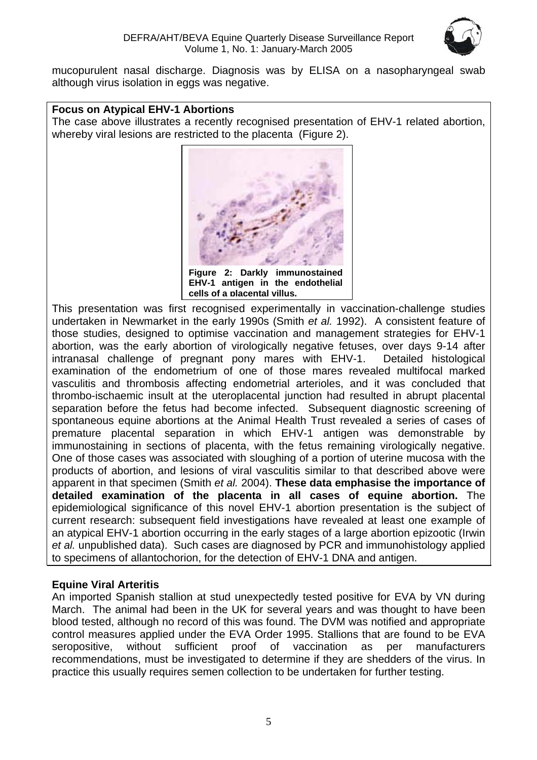mucopurulent nasal discharge. Diagnosis was by ELISA on a nasopharyngeal swab although virus isolation in eggs was negative.

**Focus on Atypical EHV-1 Abortions**

The case above illustrates a recently recognised presentation of EHV-1 related abortion, whereby viral lesions are restricted to the placenta (Figure 2).

**Figure 2: Darkly immunostained EHV-1 antigen in the endothelial cells of a placental villus.**

This presentation was first recognised experimentally in vaccination-challenge studies undertaken in Newmarket in the early 1990s (Smith *et al.* 1992). A consistent feature of those studies, designed to optimise vaccination and management strategies for EHV-1 abortion, was the early abortion of virologically negative fetuses, over days 9-14 after intranasal challenge of pregnant pony mares with EHV-1. Detailed histological examination of the endometrium of one of those mares revealed multifocal marked vasculitis and thrombosis affecting endometrial arterioles, and it was concluded that thrombo-ischaemic insult at the uteroplacental junction had resulted in abrupt placental separation before the fetus had become infected. Subsequent diagnostic screening of spontaneous equine abortions at the Animal Health Trust revealed a series of cases of premature placental separation in which EHV-1 antigen was demonstrable by immunostaining in sections of placenta, with the fetus remaining virologically negative. One of those cases was associated with sloughing of a portion of uterine mucosa with the products of abortion, and lesions of viral vasculitis similar to that described above were apparent in that specimen (Smith *et al.* 2004). **These data emphasise the importance of detailed examination of the placenta in all cases of equine abortion.** The epidemiological significance of this novel EHV-1 abortion presentation is the subject of current research: subsequent field investigations have revealed at least one example of an atypical EHV-1 abortion occurring in the early stages of a large abortion epizootic (Irwin *et al.* unpublished data). Such cases are diagnosed by PCR and immunohistology applied to specimens of allantochorion, for the detection of EHV-1 DNA and antigen.

**Equine Viral Arteritis**

An imported Spanish stallion at stud unexpectedly tested positive for EVA by VN during March. The animal had been in the UK for several years and was thought to have been blood tested, although no record of this was found. The DVM was notified and appropriate control measures applied under the EVA Order 1995. Stallions that are found to be EVA seropositive, without sufficient proof of vaccination as per manufacturers recommendations, must be investigated to determine if they are shedders of the virus. In practice this usually requires semen collection to be undertaken for further testing.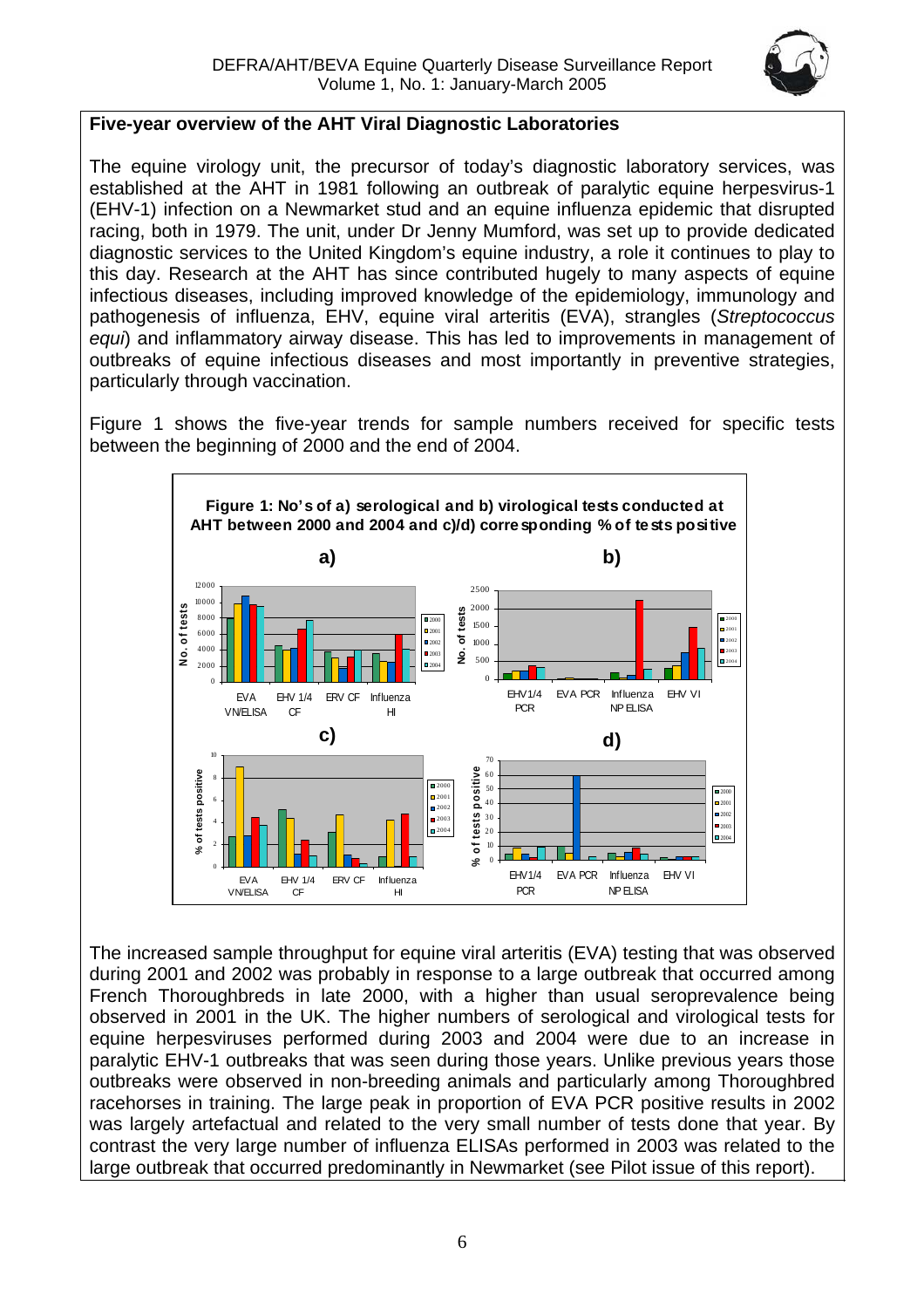## Five-year overview of the AHT Viral Diagnostic Laboratories

The equine virology unit, the precursor of today's diagnostic laboratory services, was established at the AHT in 1981 following an outbreak of paralytic equine herpesvirus-1 (EHV-1) infection on a Newmarket stud and an equine influenza epidemic that disrupted racing, both in 1979. The unit, under Dr Jenny Mumford, was set up to provide dedicated diagnostic services to the United Kingdom's equine industry, a role it continues to play to this day. Research at the AHT has since contributed hugely to many aspects of equine infectious diseases, including improved knowledge of the epidemiology, immunology and pathogenesis of influenza, EHV, equine viral arteritis (EVA), strangles (*Streptococcus equi*) and inflammatory airway disease. This has led to improvements in management of outbreaks of equine infectious diseases and most importantly in preventive strategies, particularly through vaccination.

Figure 1 shows the five-year trends for sample numbers received for specific tests between the beginning of 2000 and the end of 2004.

**Figure 1: No's of a) serological and b) virological tests conducted at AHT between 2000 and 2004 and c)/d) corresponding % of tests positive**

The increased sample throughput for equine viral arteritis (EVA) testing that was observed during 2001 and 2002 was probably in response to a large outbreak that occurred among French Thoroughbreds in late 2000, with a higher than usual seroprevalence being observed in 2001 in the UK. The higher numbers of serological and virological tests for equine herpesviruses performed during 2003 and 2004 were due to an increase in paralytic EHV-1 outbreaks that was seen during those years. Unlike previous years those outbreaks were observed in non-breeding animals and particularly among Thoroughbred racehorses in training. The large peak in proportion of EVA PCR positive results in 2002 was largely artefactual and related to the very small number of tests done that year. By contrast the very large number of influenza ELISAs performed in 2003 was related to the large outbreak that occurred predominantly in Newmarket (see Pilot issue of this report).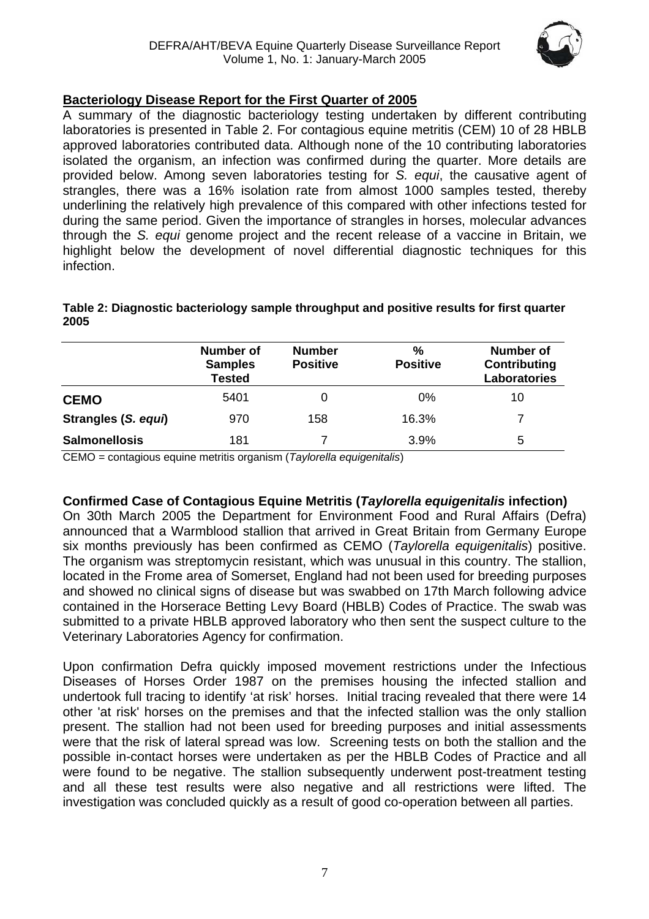## Bacteriology Disease Report for the First Quarter of 2005

A summary of the diagnostic bacteriology testing undertaken by different contributing laboratories is presented in Table 2. For contagious equine metritis (CEM) 10 of 28 HBLB approved laboratories contributed data. Although none of the 10 contributing laboratories isolated the organism, an infection was confirmed during the quarter. More details are provided below. Among seven laboratories testing for *S. equi*, the causative agent of strangles, there was a 16% isolation rate from almost 1000 samples tested, thereby underlining the relatively high prevalence of this compared with other infections tested for during the same period. Given the importance of strangles in horses, molecular advances through the *S. equi* genome project and the recent release of a vaccine in Britain, we highlight below the development of novel differential diagnostic techniques for this infection.

**Table 2: Diagnostic bacteriology sample throughput and positive results for first quarter 2005**

| | Number of Samples Tested | Number Positive | % Positive | Number of Contributing Laboratories |
|---|---|---|---|---|
| **CEMO** | 5401 | 0 | 0% | 10 |
| **Strangles (*S. equi*)** | 970 | 158 | 16.3% | 7 |
| **Salmonellosis** | 181 | 7 | 3.9% | 5 |

CEMO = contagious equine metritis organism (*Taylorella equigenitalis*)

### Confirmed Case of Contagious Equine Metritis (*Taylorella equigenitalis* infection)

On 30th March 2005 the Department for Environment Food and Rural Affairs (Defra) announced that a Warmblood stallion that arrived in Great Britain from Germany Europe six months previously has been confirmed as CEMO (*Taylorella equigenitalis*) positive. The organism was streptomycin resistant, which was unusual in this country. The stallion, located in the Frome area of Somerset, England had not been used for breeding purposes and showed no clinical signs of disease but was swabbed on 17th March following advice contained in the Horserace Betting Levy Board (HBLB) Codes of Practice. The swab was submitted to a private HBLB approved laboratory who then sent the suspect culture to the Veterinary Laboratories Agency for confirmation.

Upon confirmation Defra quickly imposed movement restrictions under the Infectious Diseases of Horses Order 1987 on the premises housing the infected stallion and undertook full tracing to identify 'at risk' horses. Initial tracing revealed that there were 14 other 'at risk' horses on the premises and that the infected stallion was the only stallion present. The stallion had not been used for breeding purposes and initial assessments were that the risk of lateral spread was low. Screening tests on both the stallion and the possible in-contact horses were undertaken as per the HBLB Codes of Practice and all were found to be negative. The stallion subsequently underwent post-treatment testing and all these test results were also negative and all restrictions were lifted. The investigation was concluded quickly as a result of good co-operation between all parties.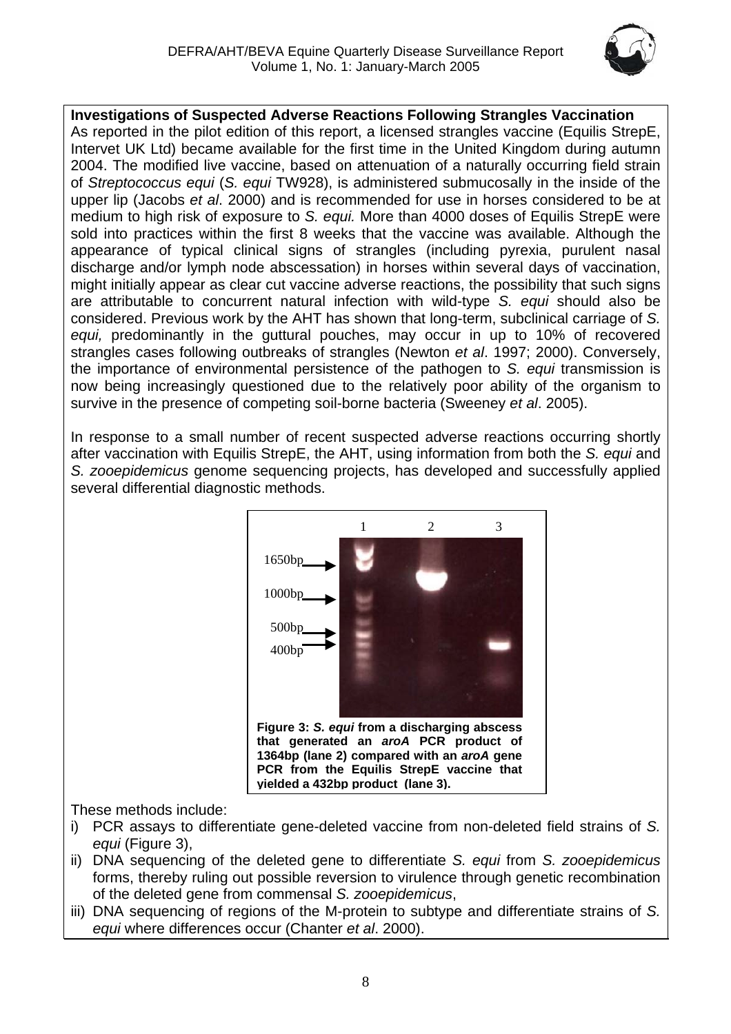**Investigations of Suspected Adverse Reactions Following Strangles Vaccination**

As reported in the pilot edition of this report, a licensed strangles vaccine (Equilis StrepE, Intervet UK Ltd) became available for the first time in the United Kingdom during autumn 2004. The modified live vaccine, based on attenuation of a naturally occurring field strain of *Streptococcus equi* (*S. equi* TW928), is administered submucosally in the inside of the upper lip (Jacobs *et al*. 2000) and is recommended for use in horses considered to be at medium to high risk of exposure to *S. equi.* More than 4000 doses of Equilis StrepE were sold into practices within the first 8 weeks that the vaccine was available. Although the appearance of typical clinical signs of strangles (including pyrexia, purulent nasal discharge and/or lymph node abscessation) in horses within several days of vaccination, might initially appear as clear cut vaccine adverse reactions, the possibility that such signs are attributable to concurrent natural infection with wild-type *S. equi* should also be considered. Previous work by the AHT has shown that long-term, subclinical carriage of *S. equi,* predominantly in the guttural pouches, may occur in up to 10% of recovered strangles cases following outbreaks of strangles (Newton *et al*. 1997; 2000). Conversely, the importance of environmental persistence of the pathogen to *S. equi* transmission is now being increasingly questioned due to the relatively poor ability of the organism to survive in the presence of competing soil-borne bacteria (Sweeney *et al*. 2005).

In response to a small number of recent suspected adverse reactions occurring shortly after vaccination with Equilis StrepE, the AHT, using information from both the *S. equi* and *S. zooepidemicus* genome sequencing projects, has developed and successfully applied several differential diagnostic methods.

**Figure 3: *S. equi* from a discharging abscess that generated an *aroA* PCR product of 1364bp (lane 2) compared with an *aroA* gene PCR from the Equilis StrepE vaccine that yielded a 432bp product (lane 3).**

These methods include:

i) PCR assays to differentiate gene-deleted vaccine from non-deleted field strains of *S. equi* (Figure 3),
ii) DNA sequencing of the deleted gene to differentiate *S. equi* from *S. zooepidemicus* forms, thereby ruling out possible reversion to virulence through genetic recombination of the deleted gene from commensal *S. zooepidemicus*,
iii) DNA sequencing of regions of the M-protein to subtype and differentiate strains of *S. equi* where differences occur (Chanter *et al*. 2000).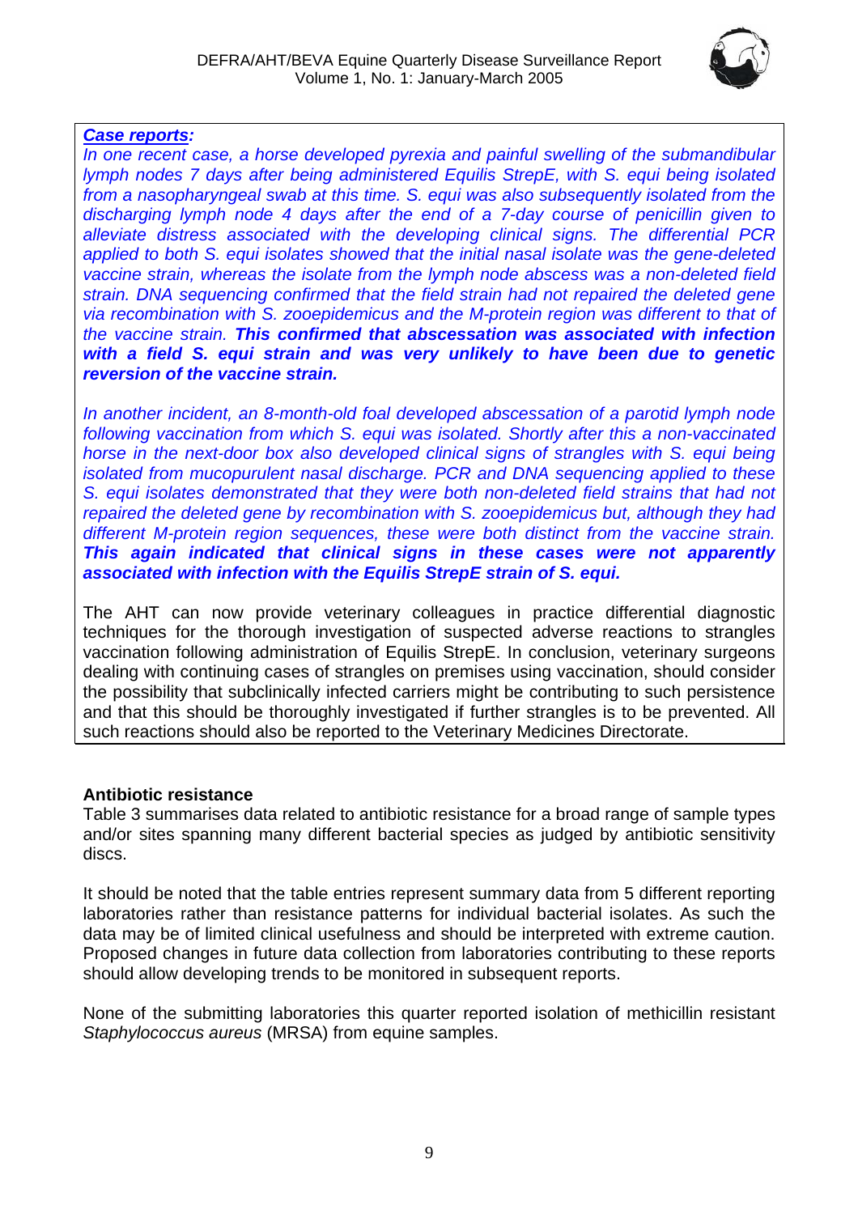***Case reports:***

*In one recent case, a horse developed pyrexia and painful swelling of the submandibular lymph nodes 7 days after being administered Equilis StrepE, with S. equi being isolated from a nasopharyngeal swab at this time. S. equi was also subsequently isolated from the discharging lymph node 4 days after the end of a 7-day course of penicillin given to alleviate distress associated with the developing clinical signs. The differential PCR applied to both S. equi isolates showed that the initial nasal isolate was the gene-deleted vaccine strain, whereas the isolate from the lymph node abscess was a non-deleted field strain. DNA sequencing confirmed that the field strain had not repaired the deleted gene via recombination with S. zooepidemicus and the M-protein region was different to that of the vaccine strain.* ***This confirmed that abscessation was associated with infection with a field S. equi strain and was very unlikely to have been due to genetic reversion of the vaccine strain.***

*In another incident, an 8-month-old foal developed abscessation of a parotid lymph node following vaccination from which S. equi was isolated. Shortly after this a non-vaccinated horse in the next-door box also developed clinical signs of strangles with S. equi being isolated from mucopurulent nasal discharge. PCR and DNA sequencing applied to these S. equi isolates demonstrated that they were both non-deleted field strains that had not repaired the deleted gene by recombination with S. zooepidemicus but, although they had different M-protein region sequences, these were both distinct from the vaccine strain.* ***This again indicated that clinical signs in these cases were not apparently associated with infection with the Equilis StrepE strain of S. equi.***

The AHT can now provide veterinary colleagues in practice differential diagnostic techniques for the thorough investigation of suspected adverse reactions to strangles vaccination following administration of Equilis StrepE. In conclusion, veterinary surgeons dealing with continuing cases of strangles on premises using vaccination, should consider the possibility that subclinically infected carriers might be contributing to such persistence and that this should be thoroughly investigated if further strangles is to be prevented. All such reactions should also be reported to the Veterinary Medicines Directorate.

**Antibiotic resistance**

Table 3 summarises data related to antibiotic resistance for a broad range of sample types and/or sites spanning many different bacterial species as judged by antibiotic sensitivity discs.

It should be noted that the table entries represent summary data from 5 different reporting laboratories rather than resistance patterns for individual bacterial isolates. As such the data may be of limited clinical usefulness and should be interpreted with extreme caution. Proposed changes in future data collection from laboratories contributing to these reports should allow developing trends to be monitored in subsequent reports.

None of the submitting laboratories this quarter reported isolation of methicillin resistant *Staphylococcus aureus* (MRSA) from equine samples.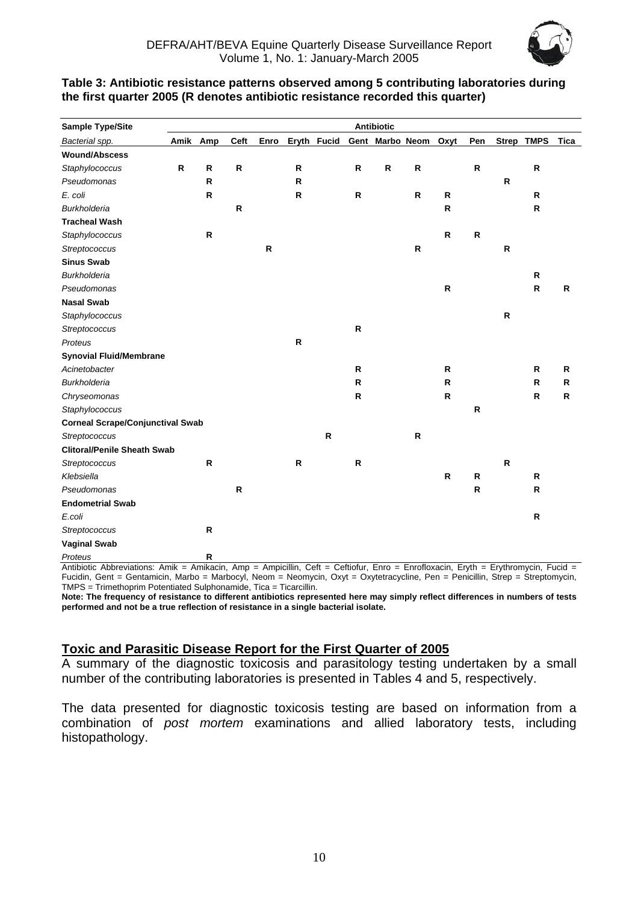**Table 3: Antibiotic resistance patterns observed among 5 contributing laboratories during the first quarter 2005 (R denotes antibiotic resistance recorded this quarter)**

| Sample Type/Site | Antibiotic | | | | | | | | | | | | | |
|---|---|---|---|---|---|---|---|---|---|---|---|---|---|---|
| *Bacterial spp.* | Amik | Amp | Ceft | Enro | Eryth | Fucid | Gent | Marbo | Neom | Oxyt | Pen | Strep | TMPS | Tica |
| **Wound/Abscess** | | | | | | | | | | | | | | |
| *Staphylococcus* | R | R | R | | R | | R | R | R | | R | | R | |
| *Pseudomonas* | | R | | | R | | | | | | | R | | |
| *E. coli* | | R | | | R | | R | | R | R | | | R | |
| *Burkholderia* | | | R | | | | | | | R | | | R | |
| **Tracheal Wash** | | | | | | | | | | | | | | |
| *Staphylococcus* | | R | | | | | | | | R | R | | | |
| *Streptococcus* | | | | R | | | | | R | | | R | | |
| **Sinus Swab** | | | | | | | | | | | | | | |
| *Burkholderia* | | | | | | | | | | | | | R | |
| *Pseudomonas* | | | | | | | | | | R | | | R | R |
| **Nasal Swab** | | | | | | | | | | | | | | |
| *Staphylococcus* | | | | | | | | | | | | R | | |
| *Streptococcus* | | | | | | | R | | | | | | | |
| *Proteus* | | | | | R | | | | | | | | | |
| **Synovial Fluid/Membrane** | | | | | | | | | | | | | | |
| *Acinetobacter* | | | | | | | R | | | R | | | R | R |
| *Burkholderia* | | | | | | | R | | | R | | | R | R |
| *Chryseomonas* | | | | | | | R | | | R | | | R | R |
| *Staphylococcus* | | | | | | | | | | | R | | | |
| **Corneal Scrape/Conjunctival Swab** | | | | | | | | | | | | | | |
| *Streptococcus* | | | | | | R | | | R | | | | | |
| **Clitoral/Penile Sheath Swab** | | | | | | | | | | | | | | |
| *Streptococcus* | | R | | | R | | R | | | | | R | | |
| *Klebsiella* | | | | | | | | | | R | R | | R | |
| *Pseudomonas* | | | R | | | | | | | | R | | R | |
| **Endometrial Swab** | | | | | | | | | | | | | | |
| *E.coli* | | | | | | | | | | | | | R | |
| *Streptococcus* | | R | | | | | | | | | | | | |
| **Vaginal Swab** | | | | | | | | | | | | | | |
| *Proteus* | | R | | | | | | | | | | | | |

Antibiotic Abbreviations: Amik = Amikacin, Amp = Ampicillin, Ceft = Ceftiofur, Enro = Enrofloxacin, Eryth = Erythromycin, Fucid = Fucidin, Gent = Gentamicin, Marbo = Marbocyl, Neom = Neomycin, Oxyt = Oxytetracycline, Pen = Penicillin, Strep = Streptomycin, TMPS = Trimethoprim Potentiated Sulphonamide, Tica = Ticarcillin.

**Note: The frequency of resistance to different antibiotics represented here may simply reflect differences in numbers of tests performed and not be a true reflection of resistance in a single bacterial isolate.**

## Toxic and Parasitic Disease Report for the First Quarter of 2005

A summary of the diagnostic toxicosis and parasitology testing undertaken by a small number of the contributing laboratories is presented in Tables 4 and 5, respectively.

The data presented for diagnostic toxicosis testing are based on information from a combination of *post mortem* examinations and allied laboratory tests, including histopathology.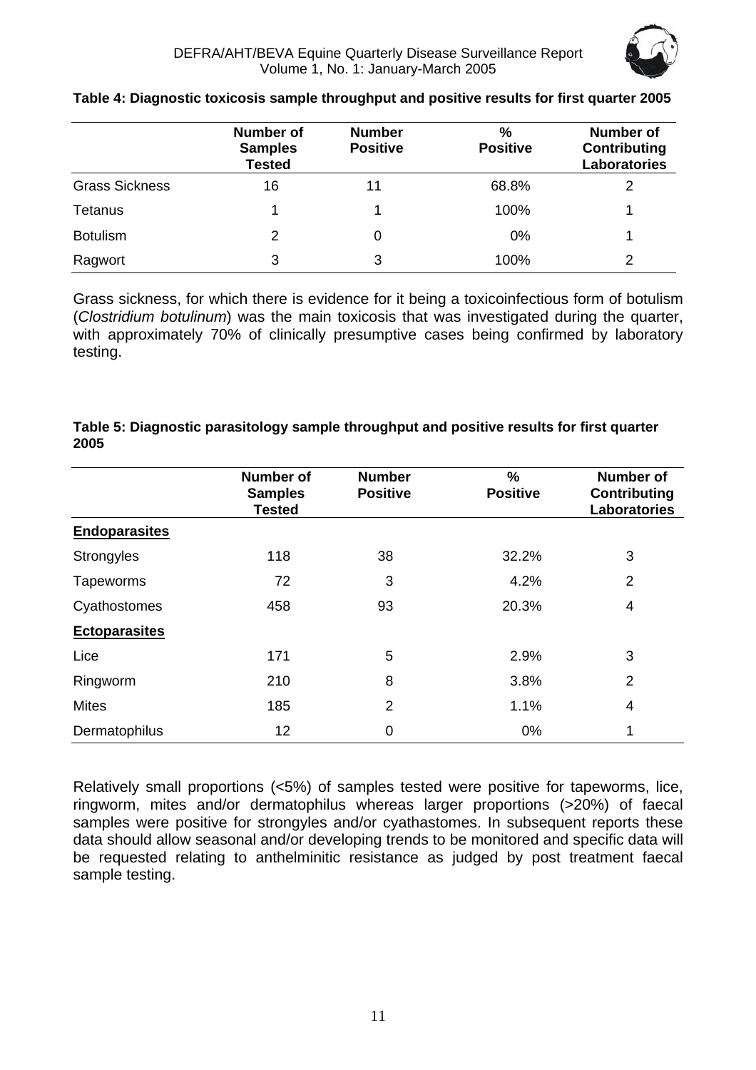**Table 4: Diagnostic toxicosis sample throughput and positive results for first quarter 2005**

| | Number of Samples Tested | Number Positive | % Positive | Number of Contributing Laboratories |
|---|---|---|---|---|
| Grass Sickness | 16 | 11 | 68.8% | 2 |
| Tetanus | 1 | 1 | 100% | 1 |
| Botulism | 2 | 0 | 0% | 1 |
| Ragwort | 3 | 3 | 100% | 2 |

Grass sickness, for which there is evidence for it being a toxicoinfectious form of botulism (*Clostridium botulinum*) was the main toxicosis that was investigated during the quarter, with approximately 70% of clinically presumptive cases being confirmed by laboratory testing.

**Table 5: Diagnostic parasitology sample throughput and positive results for first quarter 2005**

| | Number of Samples Tested | Number Positive | % Positive | Number of Contributing Laboratories |
|---|---|---|---|---|
| **Endoparasites** | | | | |
| Strongyles | 118 | 38 | 32.2% | 3 |
| Tapeworms | 72 | 3 | 4.2% | 2 |
| Cyathostomes | 458 | 93 | 20.3% | 4 |
| **Ectoparasites** | | | | |
| Lice | 171 | 5 | 2.9% | 3 |
| Ringworm | 210 | 8 | 3.8% | 2 |
| Mites | 185 | 2 | 1.1% | 4 |
| Dermatophilus | 12 | 0 | 0% | 1 |

Relatively small proportions (<5%) of samples tested were positive for tapeworms, lice, ringworm, mites and/or dermatophilus whereas larger proportions (>20%) of faecal samples were positive for strongyles and/or cyathastomes. In subsequent reports these data should allow seasonal and/or developing trends to be monitored and specific data will be requested relating to anthelminitic resistance as judged by post treatment faecal sample testing.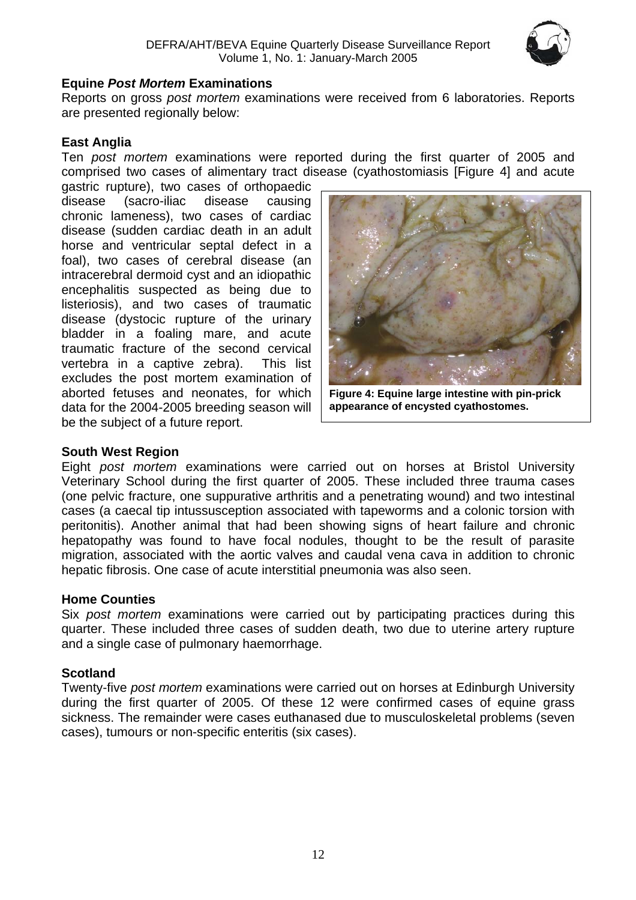## Equine *Post Mortem* Examinations

Reports on gross *post mortem* examinations were received from 6 laboratories. Reports are presented regionally below:

### East Anglia

Ten *post mortem* examinations were reported during the first quarter of 2005 and comprised two cases of alimentary tract disease (cyathostomiasis [Figure 4] and acute gastric rupture), two cases of orthopaedic disease (sacro-iliac disease causing chronic lameness), two cases of cardiac disease (sudden cardiac death in an adult horse and ventricular septal defect in a foal), two cases of cerebral disease (an intracerebral dermoid cyst and an idiopathic encephalitis suspected as being due to listeriosis), and two cases of traumatic disease (dystocic rupture of the urinary bladder in a foaling mare, and acute traumatic fracture of the second cervical vertebra in a captive zebra). This list excludes the post mortem examination of aborted fetuses and neonates, for which data for the 2004-2005 breeding season will be the subject of a future report.

**Figure 4: Equine large intestine with pin-prick appearance of encysted cyathostomes.**

### South West Region

Eight *post mortem* examinations were carried out on horses at Bristol University Veterinary School during the first quarter of 2005. These included three trauma cases (one pelvic fracture, one suppurative arthritis and a penetrating wound) and two intestinal cases (a caecal tip intussusception associated with tapeworms and a colonic torsion with peritonitis). Another animal that had been showing signs of heart failure and chronic hepatopathy was found to have focal nodules, thought to be the result of parasite migration, associated with the aortic valves and caudal vena cava in addition to chronic hepatic fibrosis. One case of acute interstitial pneumonia was also seen.

### Home Counties

Six *post mortem* examinations were carried out by participating practices during this quarter. These included three cases of sudden death, two due to uterine artery rupture and a single case of pulmonary haemorrhage.

### Scotland

Twenty-five *post mortem* examinations were carried out on horses at Edinburgh University during the first quarter of 2005. Of these 12 were confirmed cases of equine grass sickness. The remainder were cases euthanased due to musculoskeletal problems (seven cases), tumours or non-specific enteritis (six cases).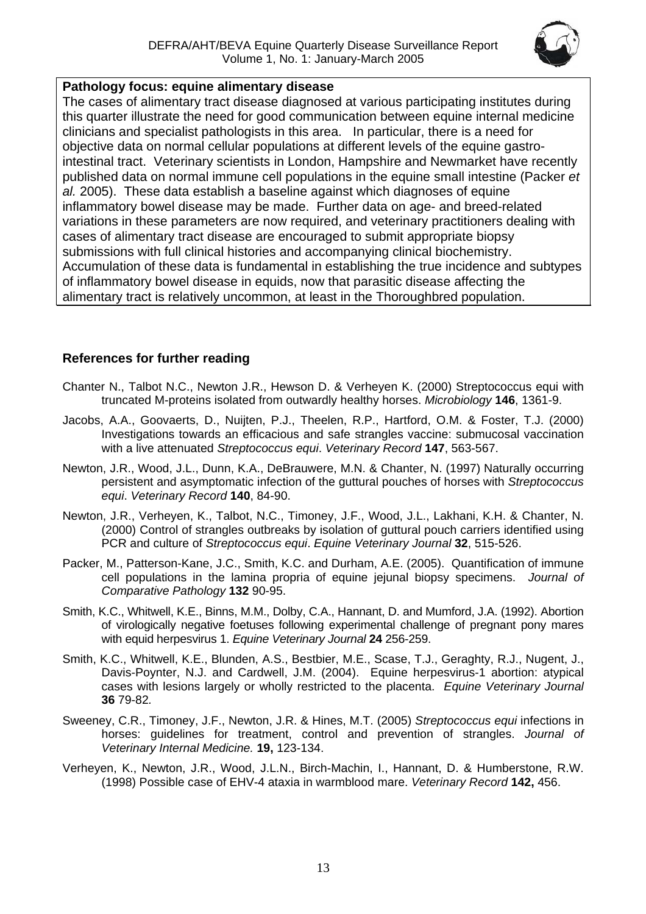**Pathology focus: equine alimentary disease**

The cases of alimentary tract disease diagnosed at various participating institutes during this quarter illustrate the need for good communication between equine internal medicine clinicians and specialist pathologists in this area. In particular, there is a need for objective data on normal cellular populations at different levels of the equine gastro-intestinal tract. Veterinary scientists in London, Hampshire and Newmarket have recently published data on normal immune cell populations in the equine small intestine (Packer *et al.* 2005). These data establish a baseline against which diagnoses of equine inflammatory bowel disease may be made. Further data on age- and breed-related variations in these parameters are now required, and veterinary practitioners dealing with cases of alimentary tract disease are encouraged to submit appropriate biopsy submissions with full clinical histories and accompanying clinical biochemistry. Accumulation of these data is fundamental in establishing the true incidence and subtypes of inflammatory bowel disease in equids, now that parasitic disease affecting the alimentary tract is relatively uncommon, at least in the Thoroughbred population.

## References for further reading

Chanter N., Talbot N.C., Newton J.R., Hewson D. & Verheyen K. (2000) Streptococcus equi with truncated M-proteins isolated from outwardly healthy horses. *Microbiology* **146**, 1361-9.

Jacobs, A.A., Goovaerts, D., Nuijten, P.J., Theelen, R.P., Hartford, O.M. & Foster, T.J. (2000) Investigations towards an efficacious and safe strangles vaccine: submucosal vaccination with a live attenuated *Streptococcus equi*. *Veterinary Record* **147**, 563-567.

Newton, J.R., Wood, J.L., Dunn, K.A., DeBrauwere, M.N. & Chanter, N. (1997) Naturally occurring persistent and asymptomatic infection of the guttural pouches of horses with *Streptococcus equi*. *Veterinary Record* **140**, 84-90.

Newton, J.R., Verheyen, K., Talbot, N.C., Timoney, J.F., Wood, J.L., Lakhani, K.H. & Chanter, N. (2000) Control of strangles outbreaks by isolation of guttural pouch carriers identified using PCR and culture of *Streptococcus equi*. *Equine Veterinary Journal* **32**, 515-526.

Packer, M., Patterson-Kane, J.C., Smith, K.C. and Durham, A.E. (2005). Quantification of immune cell populations in the lamina propria of equine jejunal biopsy specimens. *Journal of Comparative Pathology* **132** 90-95.

Smith, K.C., Whitwell, K.E., Binns, M.M., Dolby, C.A., Hannant, D. and Mumford, J.A. (1992). Abortion of virologically negative foetuses following experimental challenge of pregnant pony mares with equid herpesvirus 1. *Equine Veterinary Journal* **24** 256-259.

Smith, K.C., Whitwell, K.E., Blunden, A.S., Bestbier, M.E., Scase, T.J., Geraghty, R.J., Nugent, J., Davis-Poynter, N.J. and Cardwell, J.M. (2004). Equine herpesvirus-1 abortion: atypical cases with lesions largely or wholly restricted to the placenta. *Equine Veterinary Journal* **36** 79-82.

Sweeney, C.R., Timoney, J.F., Newton, J.R. & Hines, M.T. (2005) *Streptococcus equi* infections in horses: guidelines for treatment, control and prevention of strangles. *Journal of Veterinary Internal Medicine.* **19,** 123-134.

Verheyen, K., Newton, J.R., Wood, J.L.N., Birch-Machin, I., Hannant, D. & Humberstone, R.W. (1998) Possible case of EHV-4 ataxia in warmblood mare. *Veterinary Record* **142,** 456.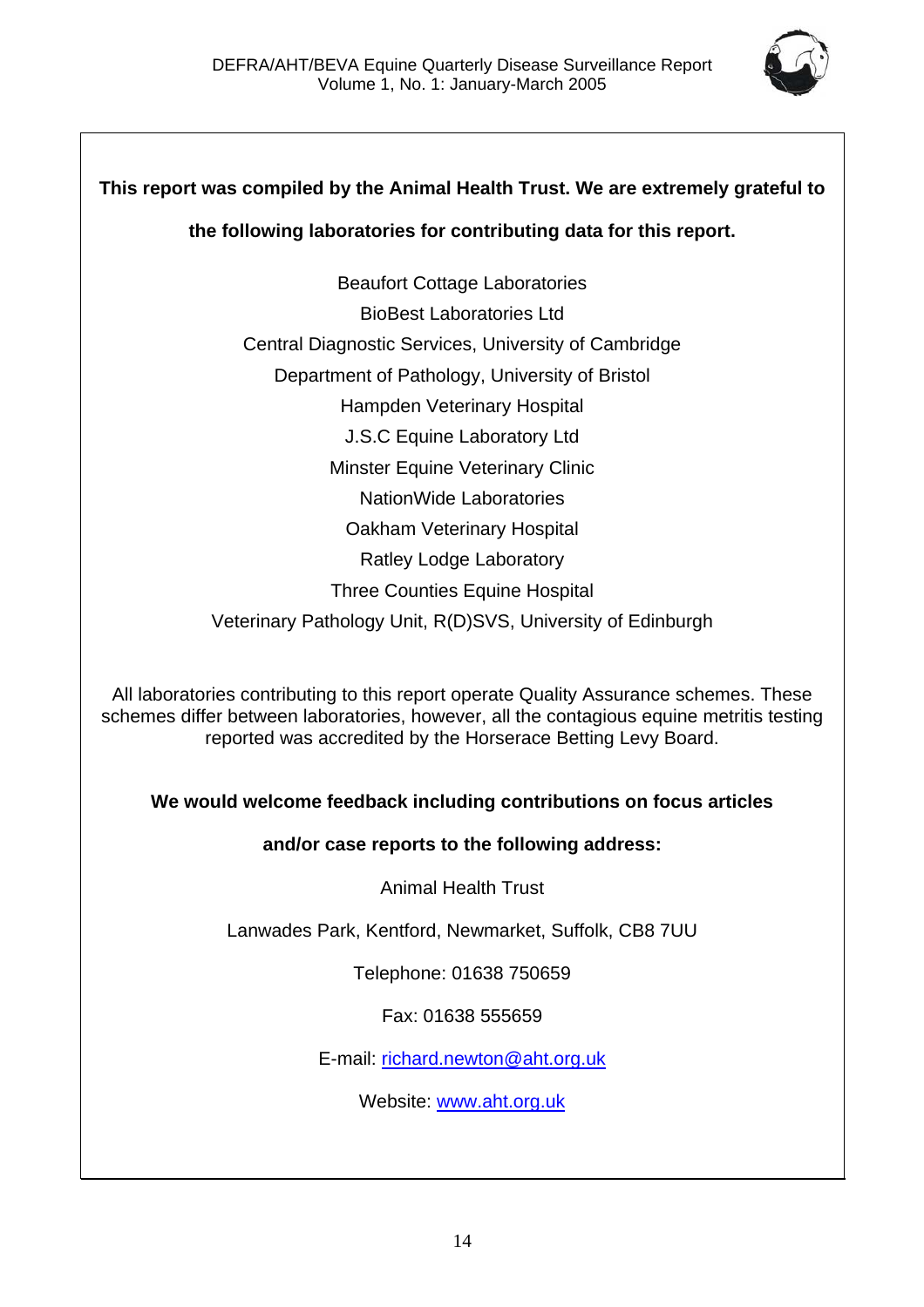**This report was compiled by the Animal Health Trust. We are extremely grateful to the following laboratories for contributing data for this report.**

Beaufort Cottage Laboratories

BioBest Laboratories Ltd

Central Diagnostic Services, University of Cambridge

Department of Pathology, University of Bristol

Hampden Veterinary Hospital

J.S.C Equine Laboratory Ltd

Minster Equine Veterinary Clinic

NationWide Laboratories

Oakham Veterinary Hospital

Ratley Lodge Laboratory

Three Counties Equine Hospital

Veterinary Pathology Unit, R(D)SVS, University of Edinburgh

All laboratories contributing to this report operate Quality Assurance schemes. These schemes differ between laboratories, however, all the contagious equine metritis testing reported was accredited by the Horserace Betting Levy Board.

**We would welcome feedback including contributions on focus articles and/or case reports to the following address:**

Animal Health Trust

Lanwades Park, Kentford, Newmarket, Suffolk, CB8 7UU

Telephone: 01638 750659

Fax: 01638 555659

E-mail: richard.newton@aht.org.uk

Website: www.aht.org.uk